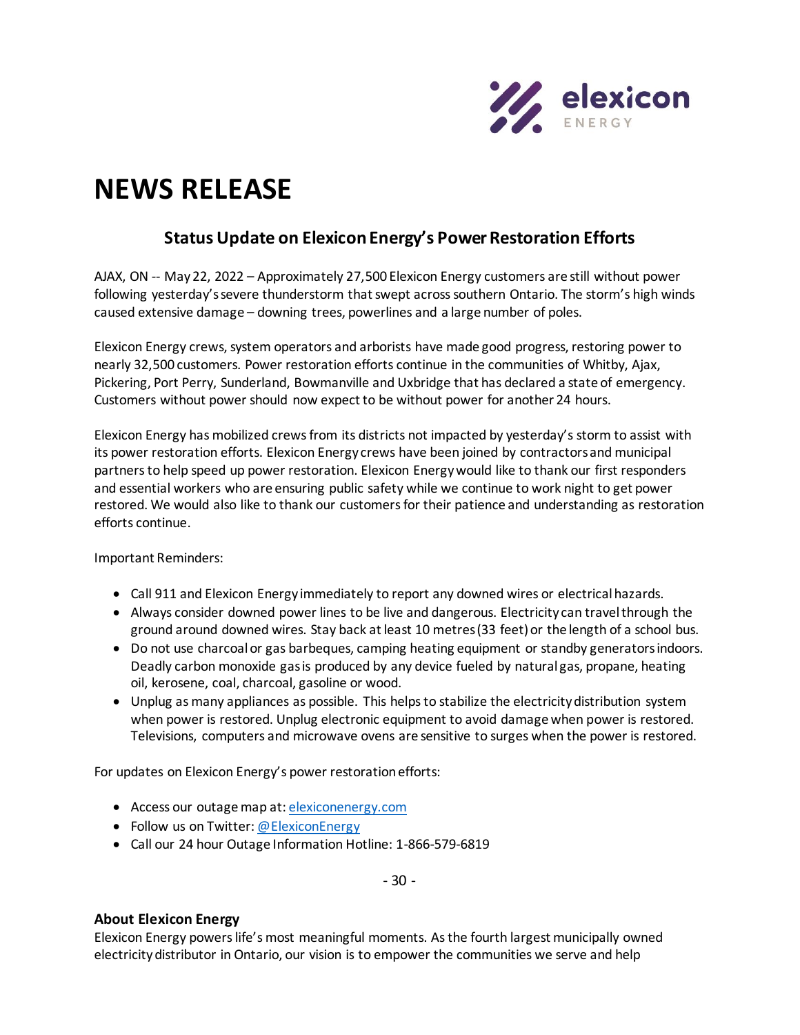# NEWS RELEASE

## Status Update on Elexicon Energy's Power Restoration Efforts

AJAX, ON -- May 22, 2022 – Approximately 27,500 Elexicon Energy customers are still without power following yesterday's severe thunderstorm that swept across southern Ontario. The storm's high winds caused extensive damage – downing trees, powerlines and a large number of poles.

Elexicon Energy crews, system operators and arborists have made good progress, restoring power to nearly 32,500 customers. Power restoration efforts continue in the communities of Whitby, Ajax, Pickering, Port Perry, Sunderland, Bowmanville and Uxbridge that has declared a state of emergency. Customers without power should now expect to be without power for another 24 hours.

Elexicon Energy has mobilized crews from its districts not impacted by yesterday's storm to assist with its power restoration efforts. Elexicon Energy crews have been joined by contractors and municipal partners to help speed up power restoration. Elexicon Energy would like to thank our first responders and essential workers who are ensuring public safety while we continue to work night to get power restored. We would also like to thank our customers for their patience and understanding as restoration efforts continue.

Important Reminders:

- Call 911 and Elexicon Energy immediately to report any downed wires or electrical hazards.
- Always consider downed power lines to be live and dangerous. Electricity can travel through the ground around downed wires. Stay back at least 10 metres (33 feet) or the length of a school bus.
- Do not use charcoal or gas barbeques, camping heating equipment or standby generators indoors. Deadly carbon monoxide gas is produced by any device fueled by natural gas, propane, heating oil, kerosene, coal, charcoal, gasoline or wood.
- Unplug as many appliances as possible. This helps to stabilize the electricity distribution system when power is restored. Unplug electronic equipment to avoid damage when power is restored. Televisions, computers and microwave ovens are sensitive to surges when the power is restored.

For updates on Elexicon Energy's power restoration efforts:

- Access our outage map at: [elexiconenergy.com](elexiconenergy.com)
- Follow us on Twitter: [@ElexiconEnergy](@ElexiconEnergy)
- Call our 24 hour Outage Information Hotline: 1-866-579-6819

- 30 -

### About Elexicon Energy

Elexicon Energy powers life's most meaningful moments. As the fourth largest municipally owned electricity distributor in Ontario, our vision is to empower the communities we serve and help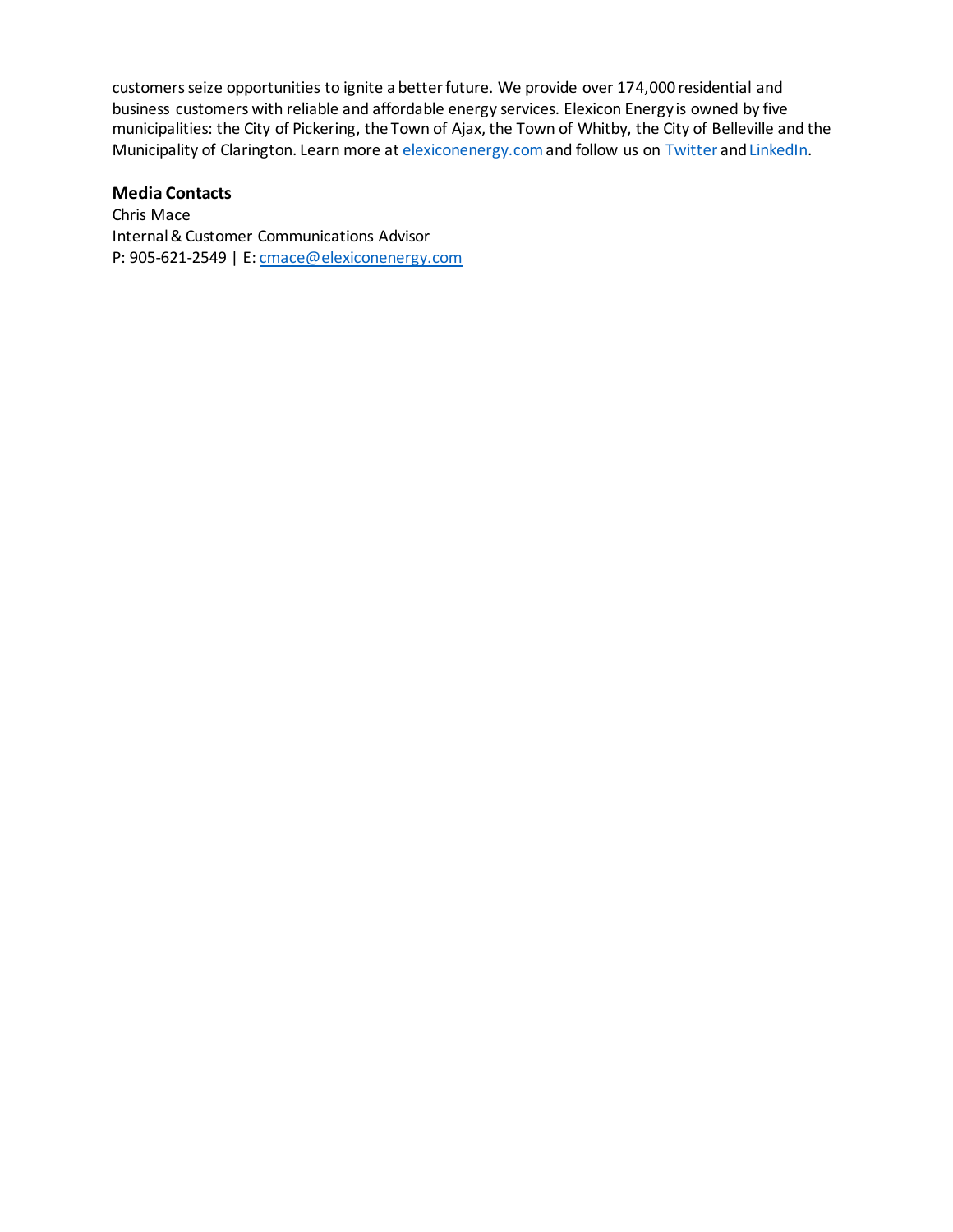customers seize opportunities to ignite a better future. We provide over 174,000 residential and business customers with reliable and affordable energy services. Elexicon Energy is owned by five municipalities: the City of Pickering, the Town of Ajax, the Town of Whitby, the City of Belleville and the Municipality of Clarington. Learn more at [elexiconenergy.com](http://elexiconenergy.com) and follow us on [Twitter](https://twitter.com) and [LinkedIn](https://linkedin.com).

**Media Contacts**

Chris Mace
Internal & Customer Communications Advisor
P: 905-621-2549 | E: [cmace@elexiconenergy.com](mailto:cmace@elexiconenergy.com)